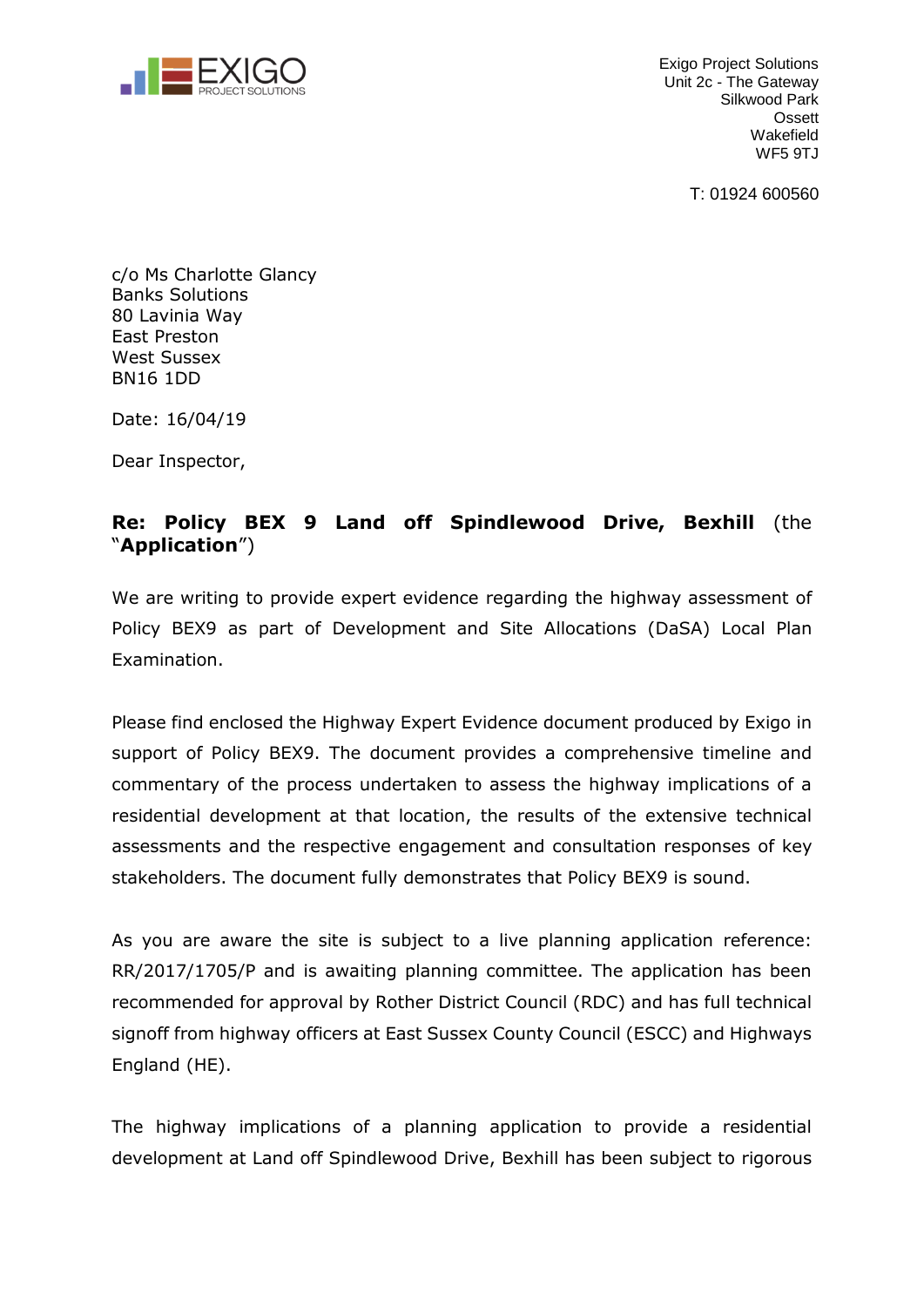EXIGO PROJECT SOLUTIONS

Exigo Project Solutions
Unit 2c - The Gateway
Silkwood Park
Ossett
Wakefield
WF5 9TJ

T: 01924 600560

c/o Ms Charlotte Glancy
Banks Solutions
80 Lavinia Way
East Preston
West Sussex
BN16 1DD

Date: 16/04/19

Dear Inspector,

**Re: Policy BEX 9 Land off Spindlewood Drive, Bexhill** (the "**Application**")

We are writing to provide expert evidence regarding the highway assessment of Policy BEX9 as part of Development and Site Allocations (DaSA) Local Plan Examination.

Please find enclosed the Highway Expert Evidence document produced by Exigo in support of Policy BEX9. The document provides a comprehensive timeline and commentary of the process undertaken to assess the highway implications of a residential development at that location, the results of the extensive technical assessments and the respective engagement and consultation responses of key stakeholders. The document fully demonstrates that Policy BEX9 is sound.

As you are aware the site is subject to a live planning application reference: RR/2017/1705/P and is awaiting planning committee. The application has been recommended for approval by Rother District Council (RDC) and has full technical signoff from highway officers at East Sussex County Council (ESCC) and Highways England (HE).

The highway implications of a planning application to provide a residential development at Land off Spindlewood Drive, Bexhill has been subject to rigorous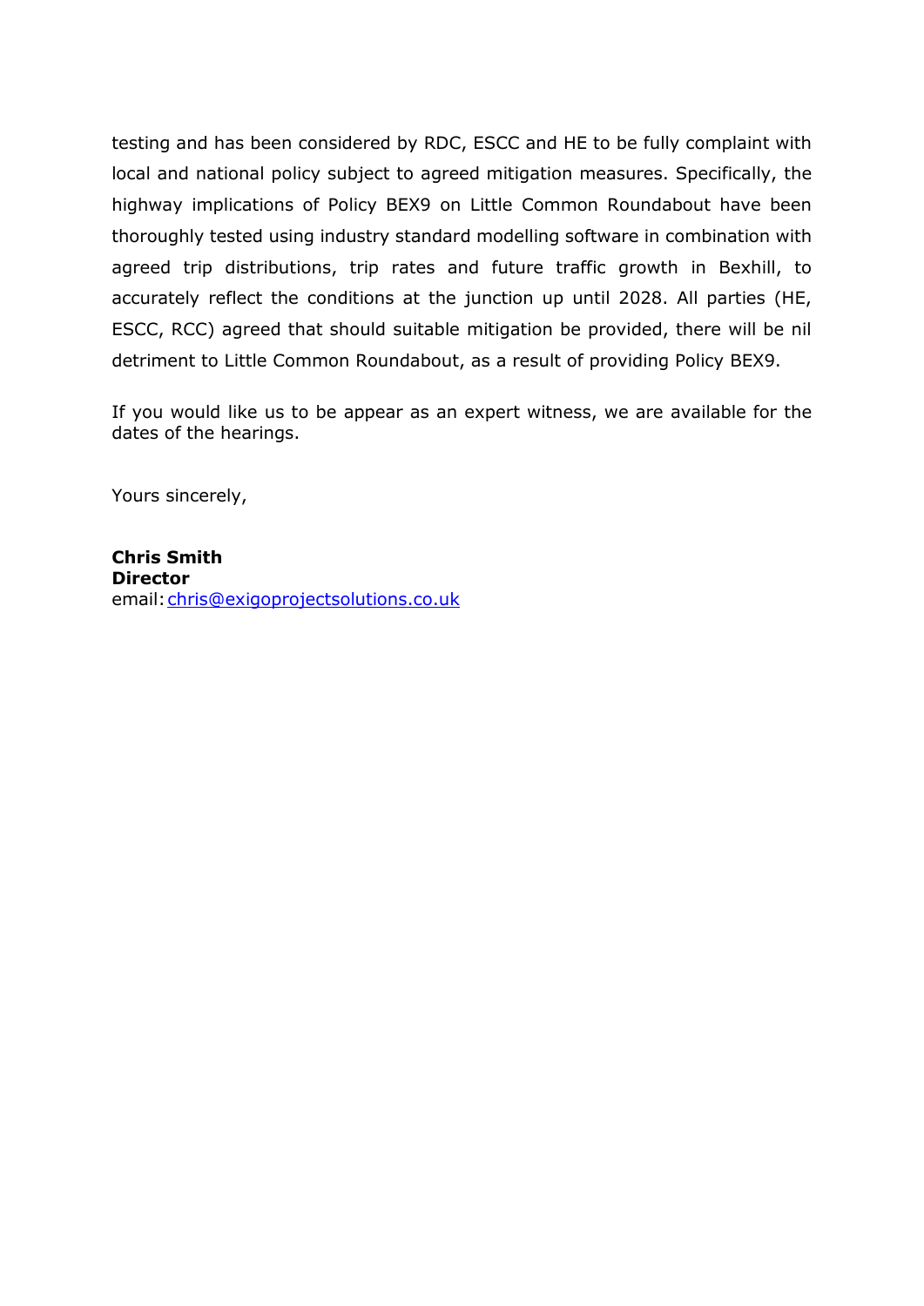testing and has been considered by RDC, ESCC and HE to be fully complaint with local and national policy subject to agreed mitigation measures. Specifically, the highway implications of Policy BEX9 on Little Common Roundabout have been thoroughly tested using industry standard modelling software in combination with agreed trip distributions, trip rates and future traffic growth in Bexhill, to accurately reflect the conditions at the junction up until 2028. All parties (HE, ESCC, RCC) agreed that should suitable mitigation be provided, there will be nil detriment to Little Common Roundabout, as a result of providing Policy BEX9.

If you would like us to be appear as an expert witness, we are available for the dates of the hearings.

Yours sincerely,

**Chris Smith**
**Director**
email: chris@exigoprojectsolutions.co.uk